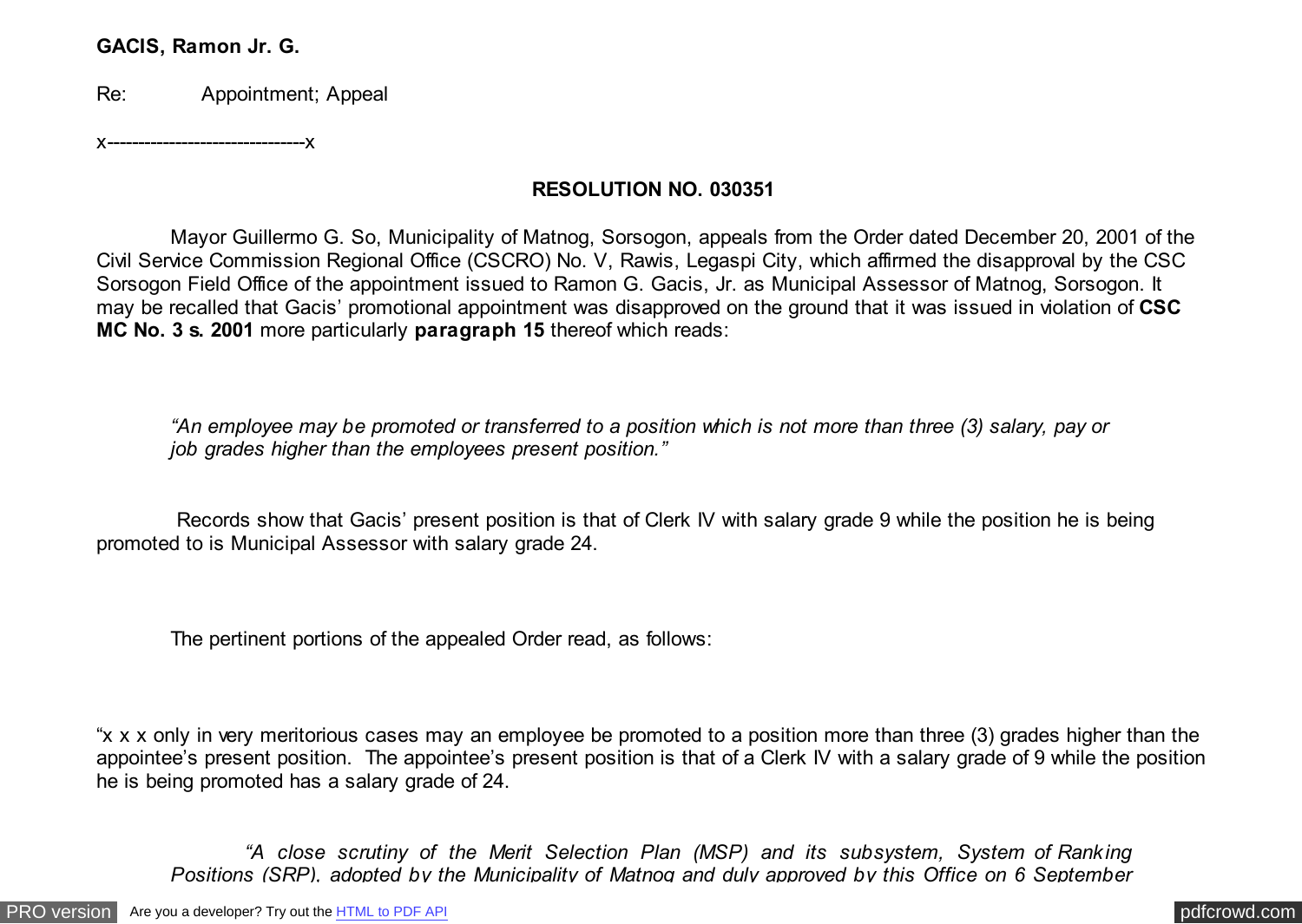**GACIS, Ramon Jr. G.**

Re: Appointment; Appeal

x--------------------------------x

**RESOLUTION NO. 030351**

Mayor Guillermo G. So, Municipality of Matnog, Sorsogon, appeals from the Order dated December 20, 2001 of the Civil Service Commission Regional Office (CSCRO) No. V, Rawis, Legaspi City, which affirmed the disapproval by the CSC Sorsogon Field Office of the appointment issued to Ramon G. Gacis, Jr. as Municipal Assessor of Matnog, Sorsogon. It may be recalled that Gacis' promotional appointment was disapproved on the ground that it was issued in violation of **CSC MC No. 3 s. 2001** more particularly **paragraph 15** thereof which reads:

> *"An employee may be promoted or transferred to a position which is not more than three (3) salary, pay or job grades higher than the employees present position."*

Records show that Gacis' present position is that of Clerk IV with salary grade 9 while the position he is being promoted to is Municipal Assessor with salary grade 24.

The pertinent portions of the appealed Order read, as follows:

"x x x only in very meritorious cases may an employee be promoted to a position more than three (3) grades higher than the appointee's present position. The appointee's present position is that of a Clerk IV with a salary grade of 9 while the position he is being promoted has a salary grade of 24.

*"A close scrutiny of the Merit Selection Plan (MSP) and its subsystem, System of Ranking Positions (SRP), adopted by the Municipality of Matnog and duly approved by this Office on 6 September*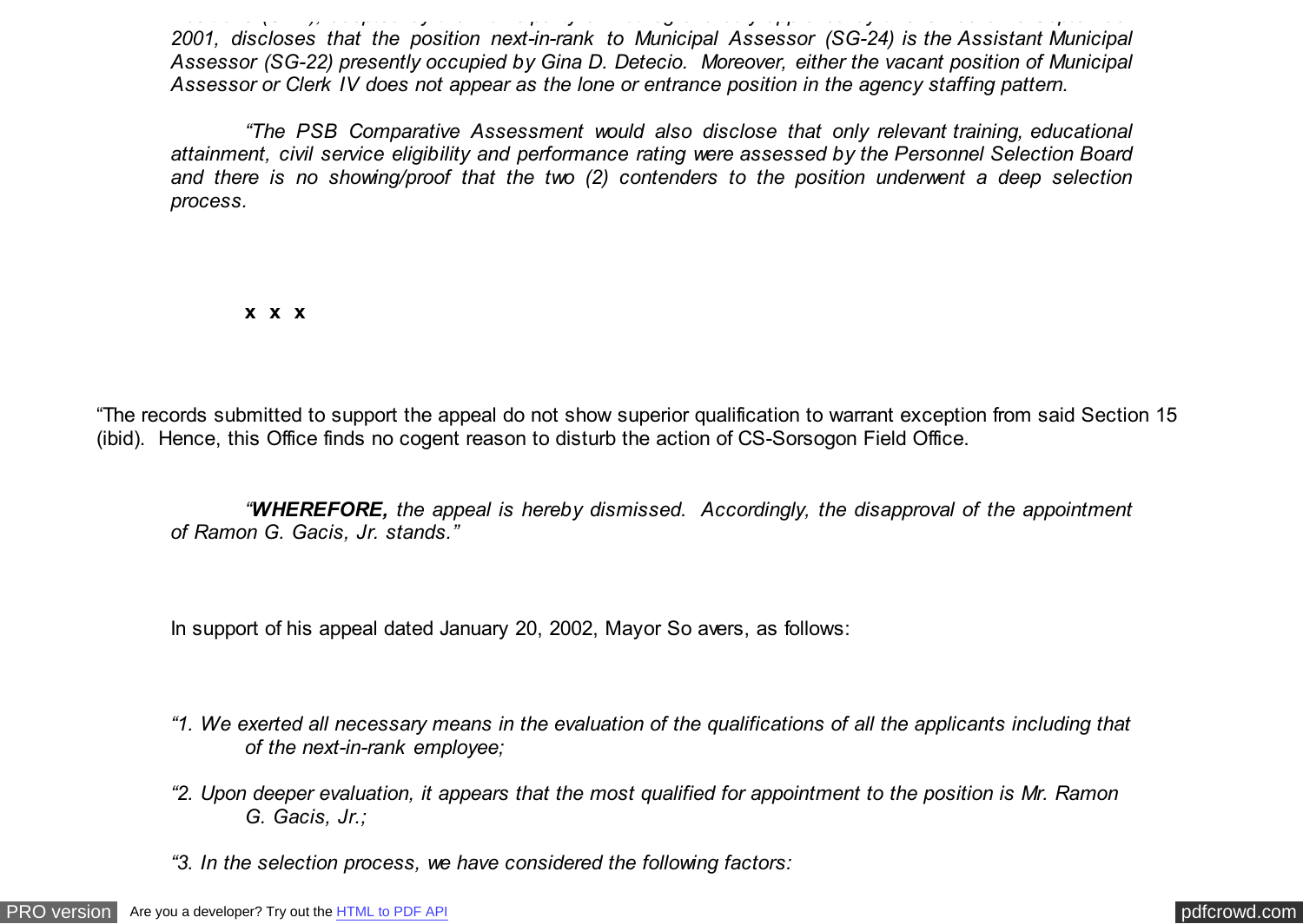*2001, discloses that the position next-in-rank to Municipal Assessor (SG-24) is the Assistant Municipal Assessor (SG-22) presently occupied by Gina D. Detecio. Moreover, either the vacant position of Municipal Assessor or Clerk IV does not appear as the lone or entrance position in the agency staffing pattern.*

*"The PSB Comparative Assessment would also disclose that only relevant training, educational attainment, civil service eligibility and performance rating were assessed by the Personnel Selection Board and there is no showing/proof that the two (2) contenders to the position underwent a deep selection process.*

**x x x**

"The records submitted to support the appeal do not show superior qualification to warrant exception from said Section 15 (ibid). Hence, this Office finds no cogent reason to disturb the action of CS-Sorsogon Field Office.

*"**WHEREFORE,** the appeal is hereby dismissed. Accordingly, the disapproval of the appointment of Ramon G. Gacis, Jr. stands."*

In support of his appeal dated January 20, 2002, Mayor So avers, as follows:

*"1. We exerted all necessary means in the evaluation of the qualifications of all the applicants including that of the next-in-rank employee;*

*"2. Upon deeper evaluation, it appears that the most qualified for appointment to the position is Mr. Ramon G. Gacis, Jr.;*

*"3. In the selection process, we have considered the following factors:*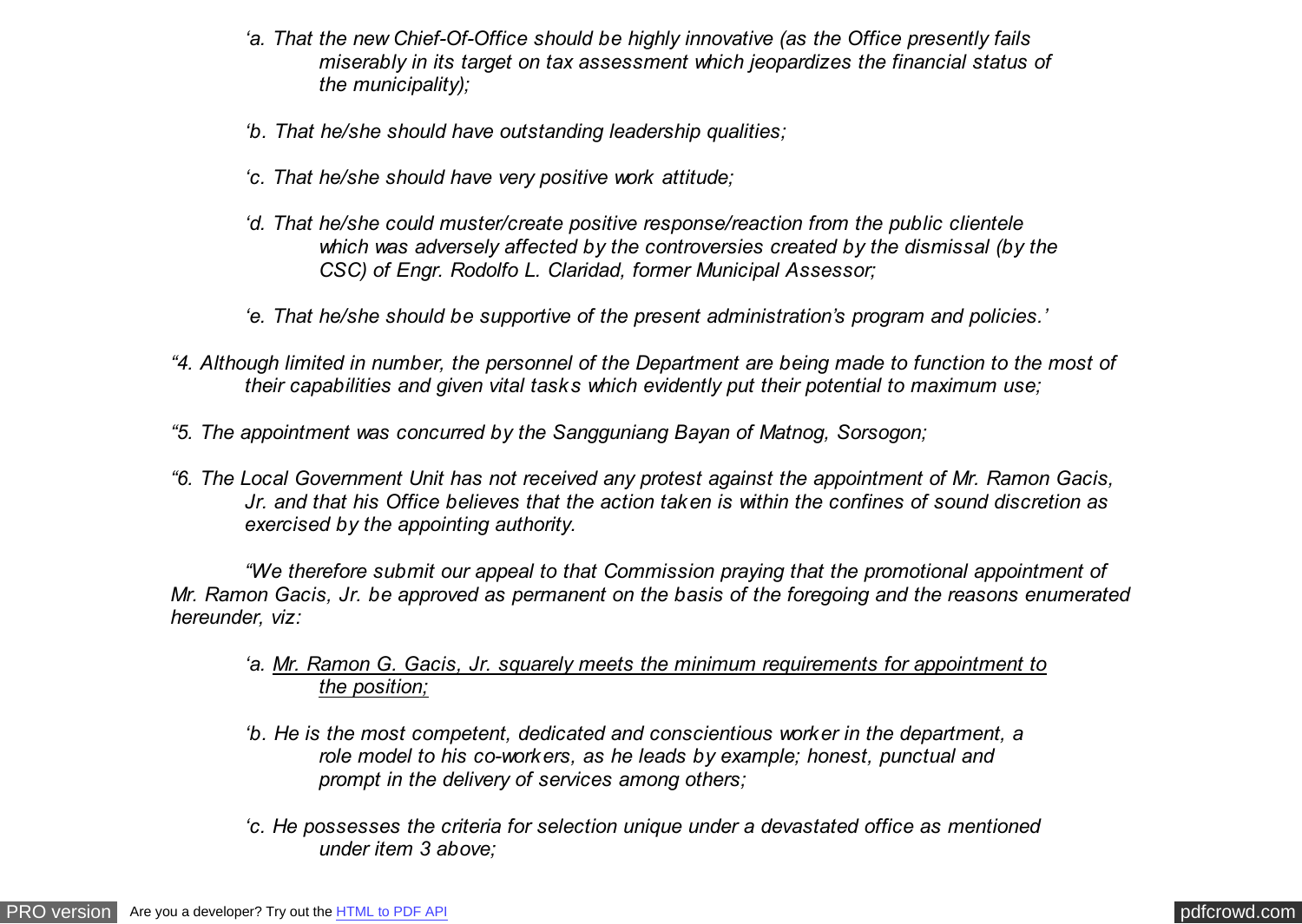*'a. That the new Chief-Of-Office should be highly innovative (as the Office presently fails miserably in its target on tax assessment which jeopardizes the financial status of the municipality);*

*'b. That he/she should have outstanding leadership qualities;*

*'c. That he/she should have very positive work attitude;*

*'d. That he/she could muster/create positive response/reaction from the public clientele which was adversely affected by the controversies created by the dismissal (by the CSC) of Engr. Rodolfo L. Claridad, former Municipal Assessor;*

*'e. That he/she should be supportive of the present administration's program and policies.'*

*"4. Although limited in number, the personnel of the Department are being made to function to the most of their capabilities and given vital tasks which evidently put their potential to maximum use;*

*"5. The appointment was concurred by the Sangguniang Bayan of Matnog, Sorsogon;*

*"6. The Local Government Unit has not received any protest against the appointment of Mr. Ramon Gacis, Jr. and that his Office believes that the action taken is within the confines of sound discretion as exercised by the appointing authority.*

*"We therefore submit our appeal to that Commission praying that the promotional appointment of Mr. Ramon Gacis, Jr. be approved as permanent on the basis of the foregoing and the reasons enumerated hereunder, viz:*

*'a. <u>Mr. Ramon G. Gacis, Jr. squarely meets the minimum requirements for appointment to the position;</u>*

*'b. He is the most competent, dedicated and conscientious worker in the department, a role model to his co-workers, as he leads by example; honest, punctual and prompt in the delivery of services among others;*

*'c. He possesses the criteria for selection unique under a devastated office as mentioned under item 3 above;*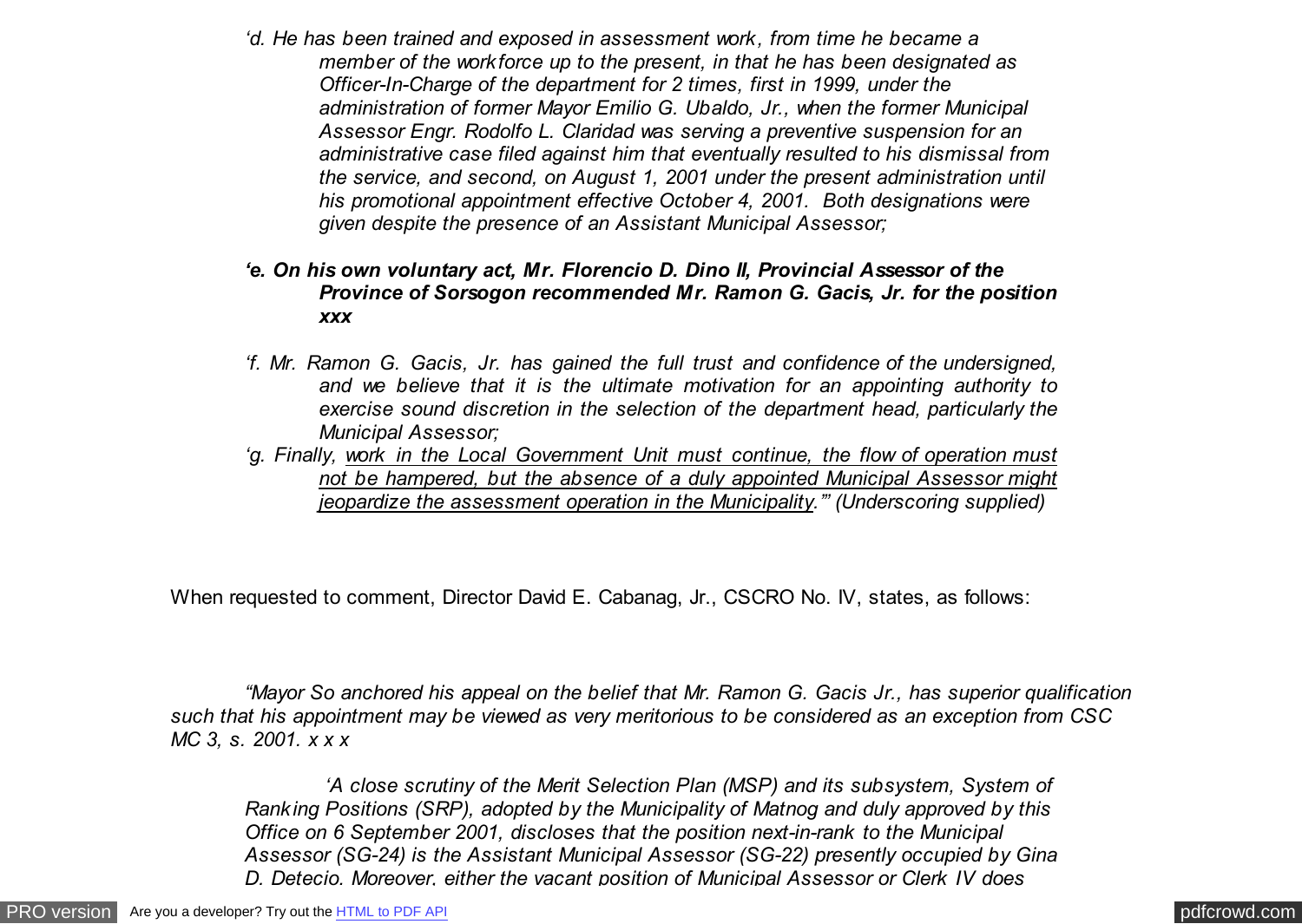*'d. He has been trained and exposed in assessment work, from time he became a member of the workforce up to the present, in that he has been designated as Officer-In-Charge of the department for 2 times, first in 1999, under the administration of former Mayor Emilio G. Ubaldo, Jr., when the former Municipal Assessor Engr. Rodolfo L. Claridad was serving a preventive suspension for an administrative case filed against him that eventually resulted to his dismissal from the service, and second, on August 1, 2001 under the present administration until his promotional appointment effective October 4, 2001. Both designations were given despite the presence of an Assistant Municipal Assessor;*

***'e. On his own voluntary act, Mr. Florencio D. Dino II, Provincial Assessor of the Province of Sorsogon recommended Mr. Ramon G. Gacis, Jr. for the position xxx***

*'f. Mr. Ramon G. Gacis, Jr. has gained the full trust and confidence of the undersigned, and we believe that it is the ultimate motivation for an appointing authority to exercise sound discretion in the selection of the department head, particularly the Municipal Assessor;*

*'g. Finally, work in the Local Government Unit must continue, the flow of operation must not be hampered, but the absence of a duly appointed Municipal Assessor might jeopardize the assessment operation in the Municipality.'" (Underscoring supplied)*

When requested to comment, Director David E. Cabanag, Jr., CSCRO No. IV, states, as follows:

*"Mayor So anchored his appeal on the belief that Mr. Ramon G. Gacis Jr., has superior qualification such that his appointment may be viewed as very meritorious to be considered as an exception from CSC MC 3, s. 2001. x x x*

*'A close scrutiny of the Merit Selection Plan (MSP) and its subsystem, System of Ranking Positions (SRP), adopted by the Municipality of Matnog and duly approved by this Office on 6 September 2001, discloses that the position next-in-rank to the Municipal Assessor (SG-24) is the Assistant Municipal Assessor (SG-22) presently occupied by Gina D. Detecio. Moreover, either the vacant position of Municipal Assessor or Clerk IV does*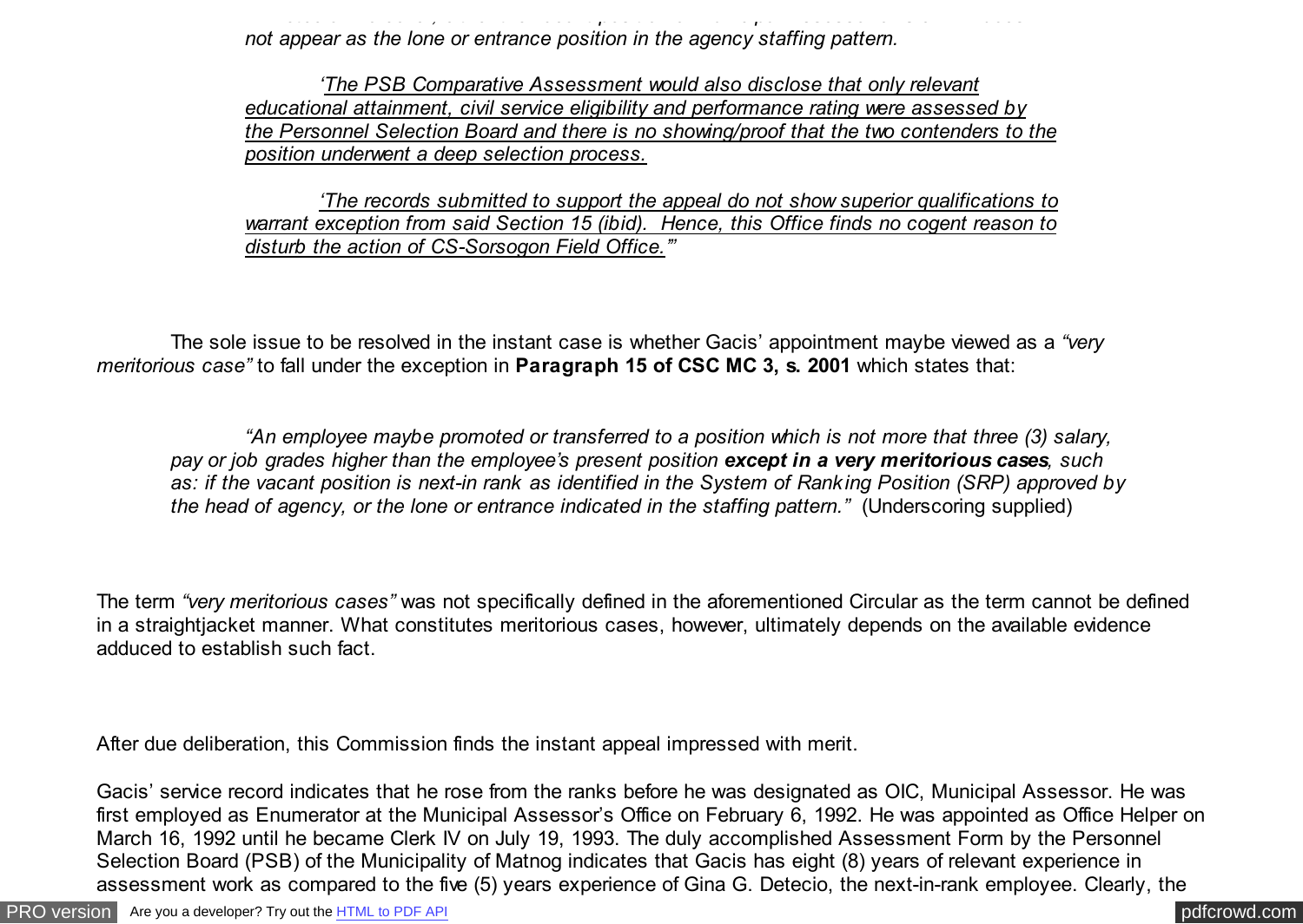*not appear as the lone or entrance position in the agency staffing pattern.*

*'The PSB Comparative Assessment would also disclose that only relevant educational attainment, civil service eligibility and performance rating were assessed by the Personnel Selection Board and there is no showing/proof that the two contenders to the position underwent a deep selection process.*

*'The records submitted to support the appeal do not show superior qualifications to warrant exception from said Section 15 (ibid). Hence, this Office finds no cogent reason to disturb the action of CS-Sorsogon Field Office.'"*

The sole issue to be resolved in the instant case is whether Gacis' appointment maybe viewed as a *"very meritorious case"* to fall under the exception in **Paragraph 15 of CSC MC 3, s. 2001** which states that:

*"An employee maybe promoted or transferred to a position which is not more that three (3) salary, pay or job grades higher than the employee's present position **except in a very meritorious cases**, such as: if the vacant position is next-in rank as identified in the System of Ranking Position (SRP) approved by the head of agency, or the lone or entrance indicated in the staffing pattern."* (Underscoring supplied)

The term *"very meritorious cases"* was not specifically defined in the aforementioned Circular as the term cannot be defined in a straightjacket manner. What constitutes meritorious cases, however, ultimately depends on the available evidence adduced to establish such fact.

After due deliberation, this Commission finds the instant appeal impressed with merit.

Gacis' service record indicates that he rose from the ranks before he was designated as OIC, Municipal Assessor. He was first employed as Enumerator at the Municipal Assessor's Office on February 6, 1992. He was appointed as Office Helper on March 16, 1992 until he became Clerk IV on July 19, 1993. The duly accomplished Assessment Form by the Personnel Selection Board (PSB) of the Municipality of Matnog indicates that Gacis has eight (8) years of relevant experience in assessment work as compared to the five (5) years experience of Gina G. Detecio, the next-in-rank employee. Clearly, the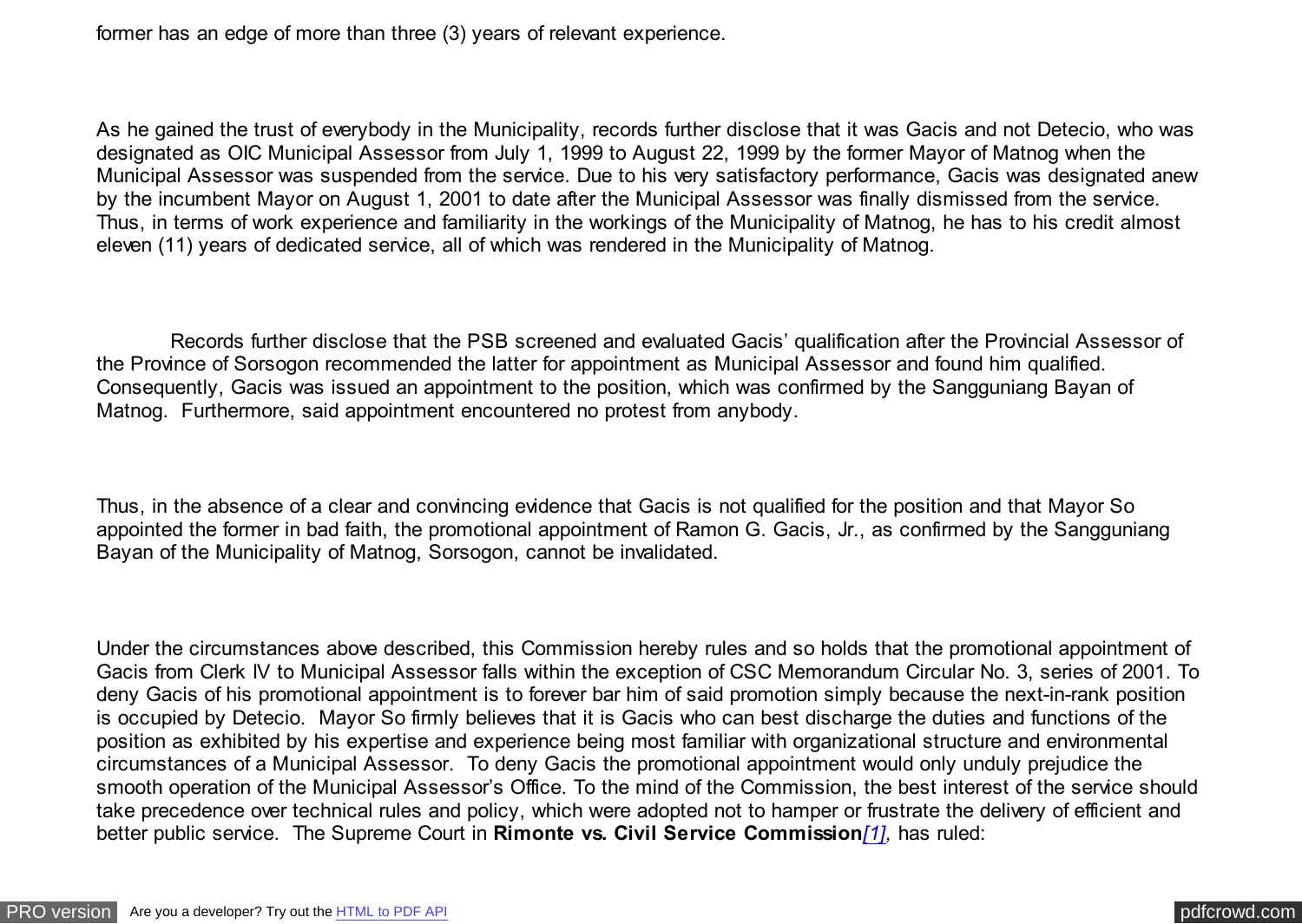former has an edge of more than three (3) years of relevant experience.

As he gained the trust of everybody in the Municipality, records further disclose that it was Gacis and not Detecio, who was designated as OIC Municipal Assessor from July 1, 1999 to August 22, 1999 by the former Mayor of Matnog when the Municipal Assessor was suspended from the service. Due to his very satisfactory performance, Gacis was designated anew by the incumbent Mayor on August 1, 2001 to date after the Municipal Assessor was finally dismissed from the service. Thus, in terms of work experience and familiarity in the workings of the Municipality of Matnog, he has to his credit almost eleven (11) years of dedicated service, all of which was rendered in the Municipality of Matnog.

Records further disclose that the PSB screened and evaluated Gacis' qualification after the Provincial Assessor of the Province of Sorsogon recommended the latter for appointment as Municipal Assessor and found him qualified. Consequently, Gacis was issued an appointment to the position, which was confirmed by the Sangguniang Bayan of Matnog. Furthermore, said appointment encountered no protest from anybody.

Thus, in the absence of a clear and convincing evidence that Gacis is not qualified for the position and that Mayor So appointed the former in bad faith, the promotional appointment of Ramon G. Gacis, Jr., as confirmed by the Sangguniang Bayan of the Municipality of Matnog, Sorsogon, cannot be invalidated.

Under the circumstances above described, this Commission hereby rules and so holds that the promotional appointment of Gacis from Clerk IV to Municipal Assessor falls within the exception of CSC Memorandum Circular No. 3, series of 2001. To deny Gacis of his promotional appointment is to forever bar him of said promotion simply because the next-in-rank position is occupied by Detecio. Mayor So firmly believes that it is Gacis who can best discharge the duties and functions of the position as exhibited by his expertise and experience being most familiar with organizational structure and environmental circumstances of a Municipal Assessor. To deny Gacis the promotional appointment would only unduly prejudice the smooth operation of the Municipal Assessor's Office. To the mind of the Commission, the best interest of the service should take precedence over technical rules and policy, which were adopted not to hamper or frustrate the delivery of efficient and better public service. The Supreme Court in **Rimonte vs. Civil Service Commission***[1],* has ruled: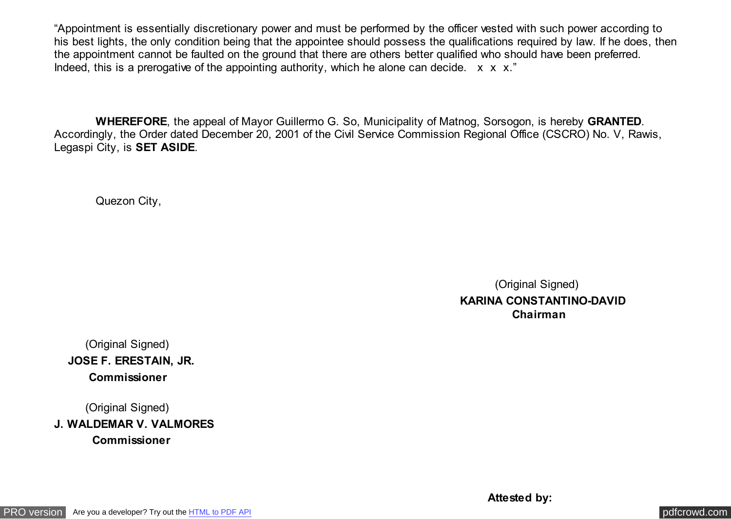"Appointment is essentially discretionary power and must be performed by the officer vested with such power according to his best lights, the only condition being that the appointee should possess the qualifications required by law. If he does, then the appointment cannot be faulted on the ground that there are others better qualified who should have been preferred. Indeed, this is a prerogative of the appointing authority, which he alone can decide. x x x."

**WHEREFORE**, the appeal of Mayor Guillermo G. So, Municipality of Matnog, Sorsogon, is hereby **GRANTED**. Accordingly, the Order dated December 20, 2001 of the Civil Service Commission Regional Office (CSCRO) No. V, Rawis, Legaspi City, is **SET ASIDE**.

Quezon City,

(Original Signed)
**KARINA CONSTANTINO-DAVID**
**Chairman**

(Original Signed)
**JOSE F. ERESTAIN, JR.**
**Commissioner**

(Original Signed)
**J. WALDEMAR V. VALMORES**
**Commissioner**

**Attested by:**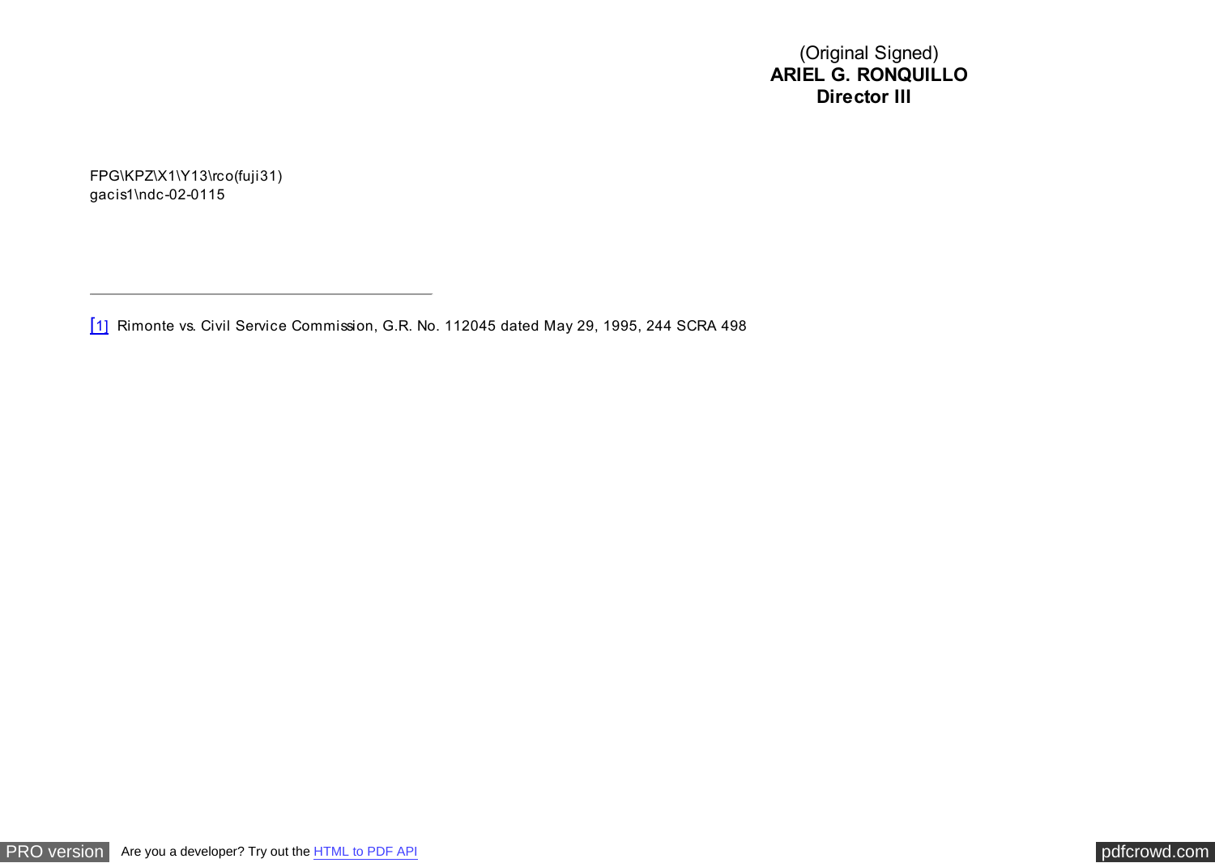(Original Signed)
**ARIEL G. RONQUILLO**
**Director III**

FPG\KPZ\X1\Y13\rco(fuji31)
gacis1\ndc-02-0115

---

[1] Rimonte vs. Civil Service Commission, G.R. No. 112045 dated May 29, 1995, 244 SCRA 498